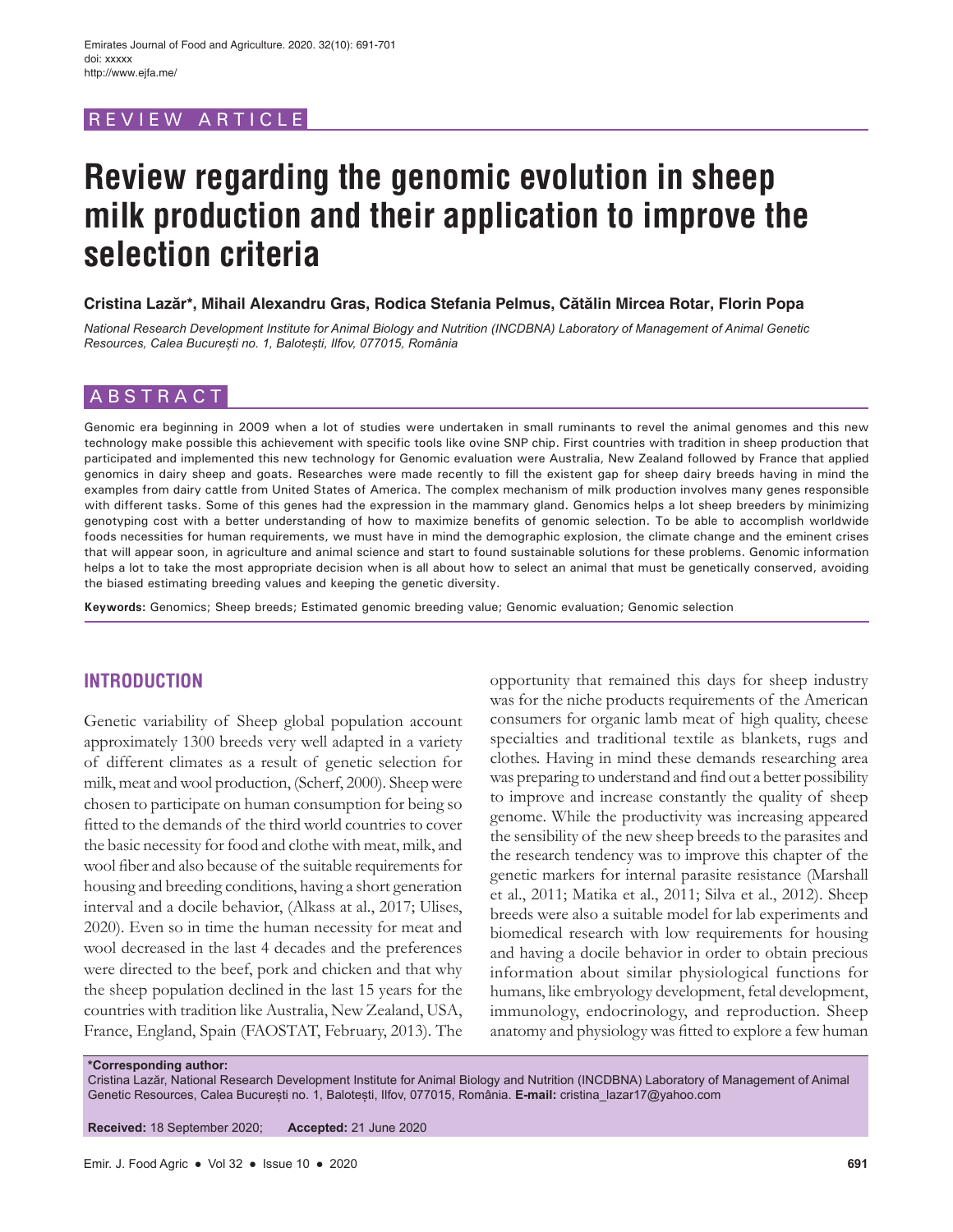REVIEW ARTICLE

# Review regarding the genomic evolution in sheep milk production and their application to improve the selection criteria

**Cristina Lazăr\*, Mihail Alexandru Gras, Rodica Stefania Pelmus, Cătălin Mircea Rotar, Florin Popa**

*National Research Development Institute for Animal Biology and Nutrition (INCDBNA) Laboratory of Management of Animal Genetic Resources, Calea București no. 1, Balotești, Ilfov, 077015, România*

## ABSTRACT

Genomic era beginning in 2009 when a lot of studies were undertaken in small ruminants to revel the animal genomes and this new technology make possible this achievement with specific tools like ovine SNP chip. First countries with tradition in sheep production that participated and implemented this new technology for Genomic evaluation were Australia, New Zealand followed by France that applied genomics in dairy sheep and goats. Researches were made recently to fill the existent gap for sheep dairy breeds having in mind the examples from dairy cattle from United States of America. The complex mechanism of milk production involves many genes responsible with different tasks. Some of this genes had the expression in the mammary gland. Genomics helps a lot sheep breeders by minimizing genotyping cost with a better understanding of how to maximize benefits of genomic selection. To be able to accomplish worldwide foods necessities for human requirements, we must have in mind the demographic explosion, the climate change and the eminent crises that will appear soon, in agriculture and animal science and start to found sustainable solutions for these problems. Genomic information helps a lot to take the most appropriate decision when is all about how to select an animal that must be genetically conserved, avoiding the biased estimating breeding values and keeping the genetic diversity.

**Keywords:** Genomics; Sheep breeds; Estimated genomic breeding value; Genomic evaluation; Genomic selection

## INTRODUCTION

Genetic variability of Sheep global population account approximately 1300 breeds very well adapted in a variety of different climates as a result of genetic selection for milk, meat and wool production, (Scherf, 2000). Sheep were chosen to participate on human consumption for being so fitted to the demands of the third world countries to cover the basic necessity for food and clothe with meat, milk, and wool fiber and also because of the suitable requirements for housing and breeding conditions, having a short generation interval and a docile behavior, (Alkass at al., 2017; Ulises, 2020). Even so in time the human necessity for meat and wool decreased in the last 4 decades and the preferences were directed to the beef, pork and chicken and that why the sheep population declined in the last 15 years for the countries with tradition like Australia, New Zealand, USA, France, England, Spain (FAOSTAT, February, 2013). The opportunity that remained this days for sheep industry was for the niche products requirements of the American consumers for organic lamb meat of high quality, cheese specialties and traditional textile as blankets, rugs and clothes. Having in mind these demands researching area was preparing to understand and find out a better possibility to improve and increase constantly the quality of sheep genome. While the productivity was increasing appeared the sensibility of the new sheep breeds to the parasites and the research tendency was to improve this chapter of the genetic markers for internal parasite resistance (Marshall et al., 2011; Matika et al., 2011; Silva et al., 2012). Sheep breeds were also a suitable model for lab experiments and biomedical research with low requirements for housing and having a docile behavior in order to obtain precious information about similar physiological functions for humans, like embryology development, fetal development, immunology, endocrinology, and reproduction. Sheep anatomy and physiology was fitted to explore a few human

**\*Corresponding author:**
Cristina Lazăr, National Research Development Institute for Animal Biology and Nutrition (INCDBNA) Laboratory of Management of Animal Genetic Resources, Calea București no. 1, Balotești, Ilfov, 077015, România. **E-mail:** cristina_lazar17@yahoo.com

**Received:** 18 September 2020; **Accepted:** 21 June 2020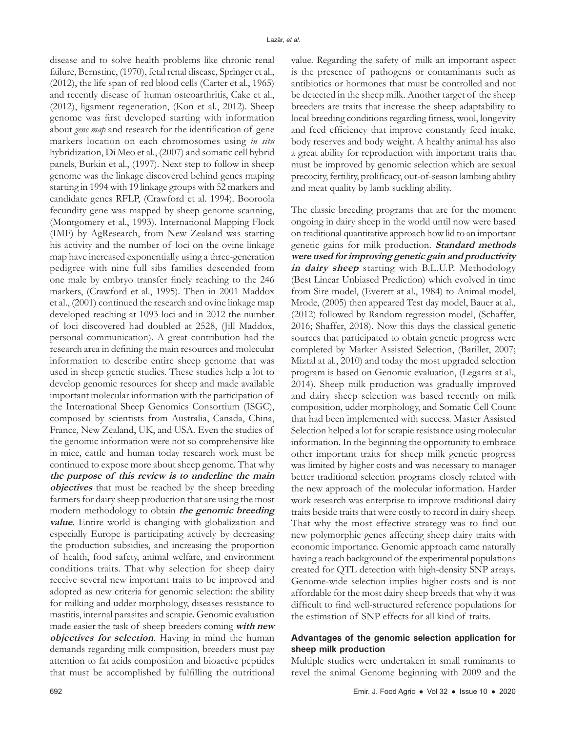disease and to solve health problems like chronic renal failure, Bernstine, (1970), fetal renal disease, Springer et al., (2012), the life span of red blood cells (Carter et al., 1965) and recently disease of human osteoarthritis, Cake et al., (2012), ligament regeneration, (Kon et al., 2012). Sheep genome was first developed starting with information about *gene map* and research for the identification of gene markers location on each chromosomes using *in situ* hybridization, Di Meo et al., (2007) and somatic cell hybrid panels, Burkin et al., (1997). Next step to follow in sheep genome was the linkage discovered behind genes maping starting in 1994 with 19 linkage groups with 52 markers and candidate genes RFLP, (Crawford et al. 1994). Booroola fecundity gene was mapped by sheep genome scanning, (Montgomery et al., 1993). International Mapping Flock (IMF) by AgResearch, from New Zealand was starting his activity and the number of loci on the ovine linkage map have increased exponentially using a three-generation pedigree with nine full sibs families descended from one male by embryo transfer finely reaching to the 246 markers, (Crawford et al., 1995). Then in 2001 Maddox et al., (2001) continued the research and ovine linkage map developed reaching at 1093 loci and in 2012 the number of loci discovered had doubled at 2528, (Jill Maddox, personal communication). A great contribution had the research area in defining the main resources and molecular information to describe entire sheep genome that was used in sheep genetic studies. These studies help a lot to develop genomic resources for sheep and made available important molecular information with the participation of the International Sheep Genomics Consortium (ISGC), composed by scientists from Australia, Canada, China, France, New Zealand, UK, and USA. Even the studies of the genomic information were not so comprehensive like in mice, cattle and human today research work must be continued to expose more about sheep genome. That why ***the purpose of this review is to underline the main objectives*** that must be reached by the sheep breeding farmers for dairy sheep production that are using the most modern methodology to obtain ***the genomic breeding value***. Entire world is changing with globalization and especially Europe is participating actively by decreasing the production subsidies, and increasing the proportion of health, food safety, animal welfare, and environment conditions traits. That why selection for sheep dairy receive several new important traits to be improved and adopted as new criteria for genomic selection: the ability for milking and udder morphology, diseases resistance to mastitis, internal parasites and scrapie. Genomic evaluation made easier the task of sheep breeders coming ***with new objectives for selection***. Having in mind the human demands regarding milk composition, breeders must pay attention to fat acids composition and bioactive peptides that must be accomplished by fulfilling the nutritional value. Regarding the safety of milk an important aspect is the presence of pathogens or contaminants such as antibiotics or hormones that must be controlled and not be detected in the sheep milk. Another target of the sheep breeders are traits that increase the sheep adaptability to local breeding conditions regarding fitness, wool, longevity and feed efficiency that improve constantly feed intake, body reserves and body weight. A healthy animal has also a great ability for reproduction with important traits that must be improved by genomic selection which are sexual precocity, fertility, prolificacy, out-of-season lambing ability and meat quality by lamb suckling ability.

The classic breeding programs that are for the moment ongoing in dairy sheep in the world until now were based on traditional quantitative approach how lid to an important genetic gains for milk production. ***Standard methods were used for improving genetic gain and productivity in dairy sheep*** starting with B.L.U.P. Methodology (Best Linear Unbiased Prediction) which evolved in time from Sire model, (Everett at al., 1984) to Animal model, Mrode, (2005) then appeared Test day model, Bauer at al., (2012) followed by Random regression model, (Schaffer, 2016; Shaffer, 2018). Now this days the classical genetic sources that participated to obtain genetic progress were completed by Marker Assisted Selection, (Barillet, 2007; Miztal at al., 2010) and today the most upgraded selection program is based on Genomic evaluation, (Legarra at al., 2014). Sheep milk production was gradually improved and dairy sheep selection was based recently on milk composition, udder morphology, and Somatic Cell Count that had been implemented with success. Master Assisted Selection helped a lot for scrapie resistance using molecular information. In the beginning the opportunity to embrace other important traits for sheep milk genetic progress was limited by higher costs and was necessary to manager better traditional selection programs closely related with the new approach of the molecular information. Harder work research was enterprise to improve traditional dairy traits beside traits that were costly to record in dairy sheep. That why the most effective strategy was to find out new polymorphic genes affecting sheep dairy traits with economic importance. Genomic approach came naturally having a reach background of the experimental populations created for QTL detection with high-density SNP arrays. Genome-wide selection implies higher costs and is not affordable for the most dairy sheep breeds that why it was difficult to find well-structured reference populations for the estimation of SNP effects for all kind of traits.

### Advantages of the genomic selection application for sheep milk production

Multiple studies were undertaken in small ruminants to revel the animal Genome beginning with 2009 and the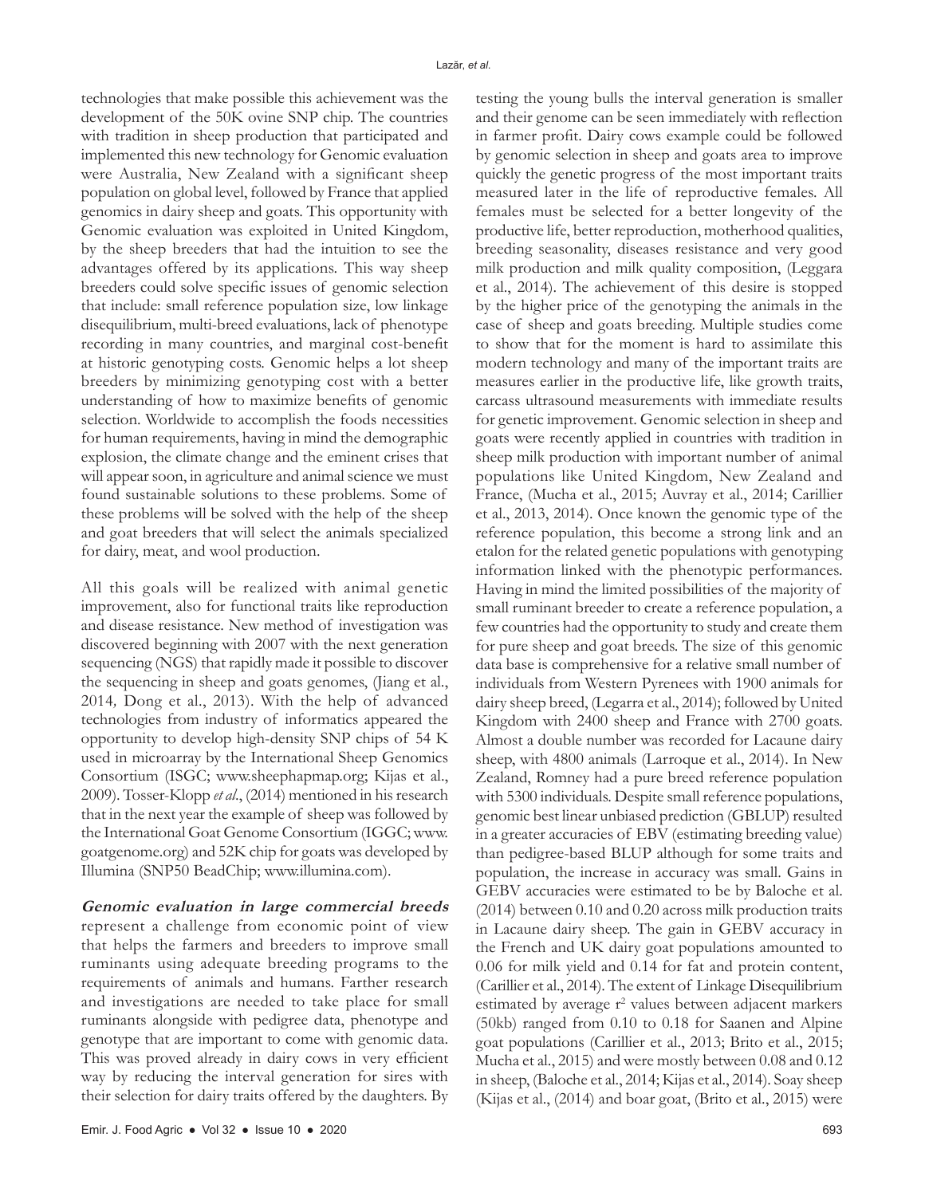technologies that make possible this achievement was the development of the 50K ovine SNP chip. The countries with tradition in sheep production that participated and implemented this new technology for Genomic evaluation were Australia, New Zealand with a significant sheep population on global level, followed by France that applied genomics in dairy sheep and goats. This opportunity with Genomic evaluation was exploited in United Kingdom, by the sheep breeders that had the intuition to see the advantages offered by its applications. This way sheep breeders could solve specific issues of genomic selection that include: small reference population size, low linkage disequilibrium, multi-breed evaluations, lack of phenotype recording in many countries, and marginal cost-benefit at historic genotyping costs. Genomic helps a lot sheep breeders by minimizing genotyping cost with a better understanding of how to maximize benefits of genomic selection. Worldwide to accomplish the foods necessities for human requirements, having in mind the demographic explosion, the climate change and the eminent crises that will appear soon, in agriculture and animal science we must found sustainable solutions to these problems. Some of these problems will be solved with the help of the sheep and goat breeders that will select the animals specialized for dairy, meat, and wool production.

All this goals will be realized with animal genetic improvement, also for functional traits like reproduction and disease resistance. New method of investigation was discovered beginning with 2007 with the next generation sequencing (NGS) that rapidly made it possible to discover the sequencing in sheep and goats genomes, (Jiang et al., 2014*,* Dong et al., 2013). With the help of advanced technologies from industry of informatics appeared the opportunity to develop high-density SNP chips of 54 K used in microarray by the International Sheep Genomics Consortium (ISGC; www.sheephapmap.org; Kijas et al., 2009). Tosser-Klopp *et al*., (2014) mentioned in his research that in the next year the example of sheep was followed by the International Goat Genome Consortium (IGGC; www.goatgenome.org) and 52K chip for goats was developed by Illumina (SNP50 BeadChip; www.illumina.com).

***Genomic evaluation in large commercial breeds*** represent a challenge from economic point of view that helps the farmers and breeders to improve small ruminants using adequate breeding programs to the requirements of animals and humans. Farther research and investigations are needed to take place for small ruminants alongside with pedigree data, phenotype and genotype that are important to come with genomic data. This was proved already in dairy cows in very efficient way by reducing the interval generation for sires with their selection for dairy traits offered by the daughters. By testing the young bulls the interval generation is smaller and their genome can be seen immediately with reflection in farmer profit. Dairy cows example could be followed by genomic selection in sheep and goats area to improve quickly the genetic progress of the most important traits measured later in the life of reproductive females. All females must be selected for a better longevity of the productive life, better reproduction, motherhood qualities, breeding seasonality, diseases resistance and very good milk production and milk quality composition, (Leggara et al., 2014). The achievement of this desire is stopped by the higher price of the genotyping the animals in the case of sheep and goats breeding. Multiple studies come to show that for the moment is hard to assimilate this modern technology and many of the important traits are measures earlier in the productive life, like growth traits, carcass ultrasound measurements with immediate results for genetic improvement. Genomic selection in sheep and goats were recently applied in countries with tradition in sheep milk production with important number of animal populations like United Kingdom, New Zealand and France, (Mucha et al., 2015; Auvray et al., 2014; Carillier et al., 2013, 2014). Once known the genomic type of the reference population, this become a strong link and an etalon for the related genetic populations with genotyping information linked with the phenotypic performances. Having in mind the limited possibilities of the majority of small ruminant breeder to create a reference population, a few countries had the opportunity to study and create them for pure sheep and goat breeds. The size of this genomic data base is comprehensive for a relative small number of individuals from Western Pyrenees with 1900 animals for dairy sheep breed, (Legarra et al., 2014); followed by United Kingdom with 2400 sheep and France with 2700 goats. Almost a double number was recorded for Lacaune dairy sheep, with 4800 animals (Larroque et al., 2014). In New Zealand, Romney had a pure breed reference population with 5300 individuals. Despite small reference populations, genomic best linear unbiased prediction (GBLUP) resulted in a greater accuracies of EBV (estimating breeding value) than pedigree-based BLUP although for some traits and population, the increase in accuracy was small. Gains in GEBV accuracies were estimated to be by Baloche et al. (2014) between 0.10 and 0.20 across milk production traits in Lacaune dairy sheep. The gain in GEBV accuracy in the French and UK dairy goat populations amounted to 0.06 for milk yield and 0.14 for fat and protein content, (Carillier et al., 2014). The extent of Linkage Disequilibrium estimated by average $r^2$ values between adjacent markers (50kb) ranged from 0.10 to 0.18 for Saanen and Alpine goat populations (Carillier et al., 2013; Brito et al., 2015; Mucha et al., 2015) and were mostly between 0.08 and 0.12 in sheep, (Baloche et al., 2014; Kijas et al., 2014). Soay sheep (Kijas et al., (2014) and boar goat, (Brito et al., 2015) were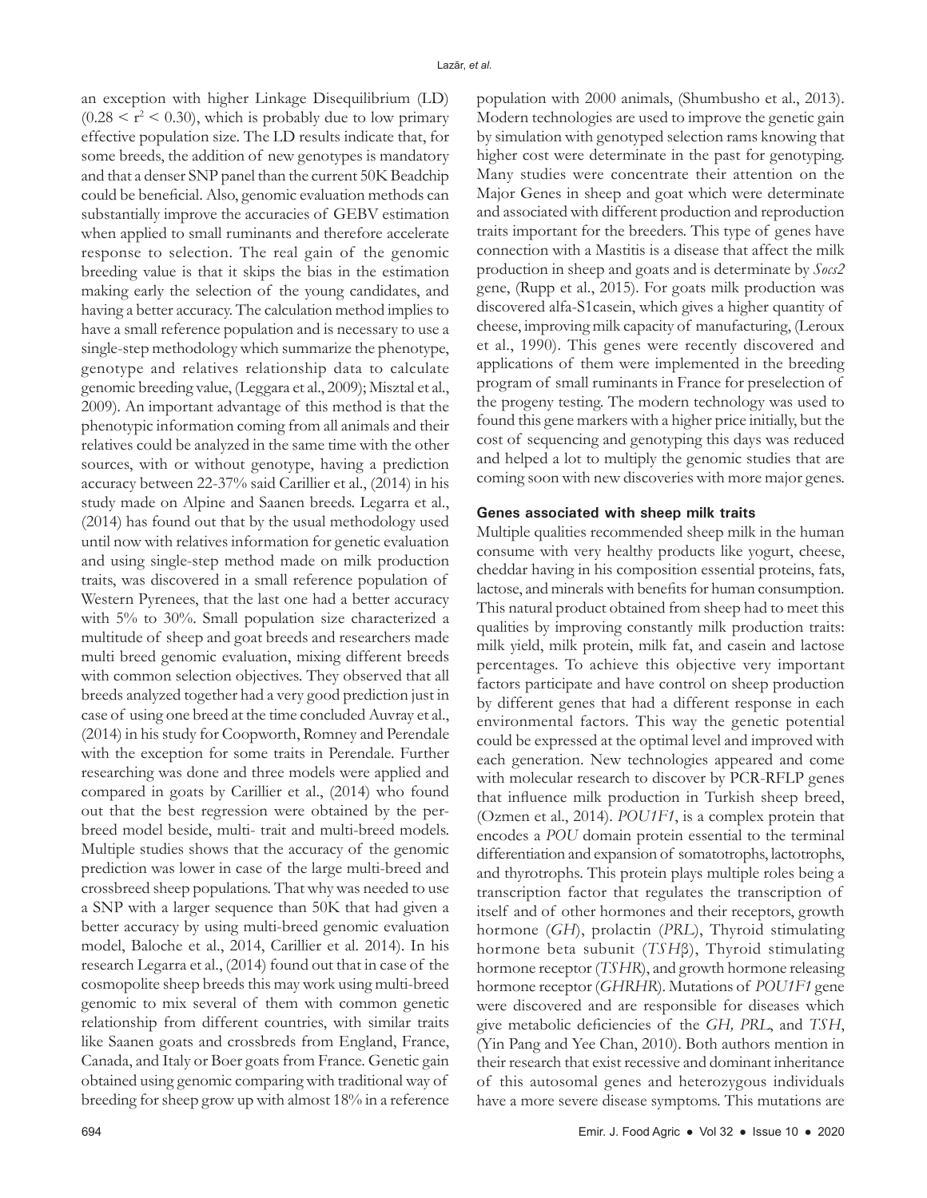an exception with higher Linkage Disequilibrium (LD) ($0.28 < r^2 < 0.30$), which is probably due to low primary effective population size. The LD results indicate that, for some breeds, the addition of new genotypes is mandatory and that a denser SNP panel than the current 50K Beadchip could be beneficial. Also, genomic evaluation methods can substantially improve the accuracies of GEBV estimation when applied to small ruminants and therefore accelerate response to selection. The real gain of the genomic breeding value is that it skips the bias in the estimation making early the selection of the young candidates, and having a better accuracy. The calculation method implies to have a small reference population and is necessary to use a single-step methodology which summarize the phenotype, genotype and relatives relationship data to calculate genomic breeding value, (Leggara et al., 2009); Misztal et al., 2009). An important advantage of this method is that the phenotypic information coming from all animals and their relatives could be analyzed in the same time with the other sources, with or without genotype, having a prediction accuracy between 22-37% said Carillier et al., (2014) in his study made on Alpine and Saanen breeds. Legarra et al., (2014) has found out that by the usual methodology used until now with relatives information for genetic evaluation and using single-step method made on milk production traits, was discovered in a small reference population of Western Pyrenees, that the last one had a better accuracy with 5% to 30%. Small population size characterized a multitude of sheep and goat breeds and researchers made multi breed genomic evaluation, mixing different breeds with common selection objectives. They observed that all breeds analyzed together had a very good prediction just in case of using one breed at the time concluded Auvray et al., (2014) in his study for Coopworth, Romney and Perendale with the exception for some traits in Perendale. Further researching was done and three models were applied and compared in goats by Carillier et al., (2014) who found out that the best regression were obtained by the per-breed model beside, multi- trait and multi-breed models. Multiple studies shows that the accuracy of the genomic prediction was lower in case of the large multi-breed and crossbreed sheep populations. That why was needed to use a SNP with a larger sequence than 50K that had given a better accuracy by using multi-breed genomic evaluation model, Baloche et al., 2014, Carillier et al. 2014). In his research Legarra et al., (2014) found out that in case of the cosmopolite sheep breeds this may work using multi-breed genomic to mix several of them with common genetic relationship from different countries, with similar traits like Saanen goats and crossbreds from England, France, Canada, and Italy or Boer goats from France. Genetic gain obtained using genomic comparing with traditional way of breeding for sheep grow up with almost 18% in a reference population with 2000 animals, (Shumbusho et al., 2013). Modern technologies are used to improve the genetic gain by simulation with genotyped selection rams knowing that higher cost were determinate in the past for genotyping. Many studies were concentrate their attention on the Major Genes in sheep and goat which were determinate and associated with different production and reproduction traits important for the breeders. This type of genes have connection with a Mastitis is a disease that affect the milk production in sheep and goats and is determinate by *Socs2* gene, (Rupp et al., 2015). For goats milk production was discovered alfa-S1casein, which gives a higher quantity of cheese, improving milk capacity of manufacturing, (Leroux et al., 1990). This genes were recently discovered and applications of them were implemented in the breeding program of small ruminants in France for preselection of the progeny testing. The modern technology was used to found this gene markers with a higher price initially, but the cost of sequencing and genotyping this days was reduced and helped a lot to multiply the genomic studies that are coming soon with new discoveries with more major genes.

### Genes associated with sheep milk traits

Multiple qualities recommended sheep milk in the human consume with very healthy products like yogurt, cheese, cheddar having in his composition essential proteins, fats, lactose, and minerals with benefits for human consumption. This natural product obtained from sheep had to meet this qualities by improving constantly milk production traits: milk yield, milk protein, milk fat, and casein and lactose percentages. To achieve this objective very important factors participate and have control on sheep production by different genes that had a different response in each environmental factors. This way the genetic potential could be expressed at the optimal level and improved with each generation. New technologies appeared and come with molecular research to discover by PCR-RFLP genes that influence milk production in Turkish sheep breed, (Ozmen et al., 2014). *POU1F1*, is a complex protein that encodes a *POU* domain protein essential to the terminal differentiation and expansion of somatotrophs, lactotrophs, and thyrotrophs. This protein plays multiple roles being a transcription factor that regulates the transcription of itself and of other hormones and their receptors, growth hormone (*GH*), prolactin (*PRL*), Thyroid stimulating hormone beta subunit (*TSHβ*), Thyroid stimulating hormone receptor (*TSHR*), and growth hormone releasing hormone receptor (*GHRHR*). Mutations of *POU1F1* gene were discovered and are responsible for diseases which give metabolic deficiencies of the *GH, PRL*, and *TSH*, (Yin Pang and Yee Chan, 2010). Both authors mention in their research that exist recessive and dominant inheritance of this autosomal genes and heterozygous individuals have a more severe disease symptoms. This mutations are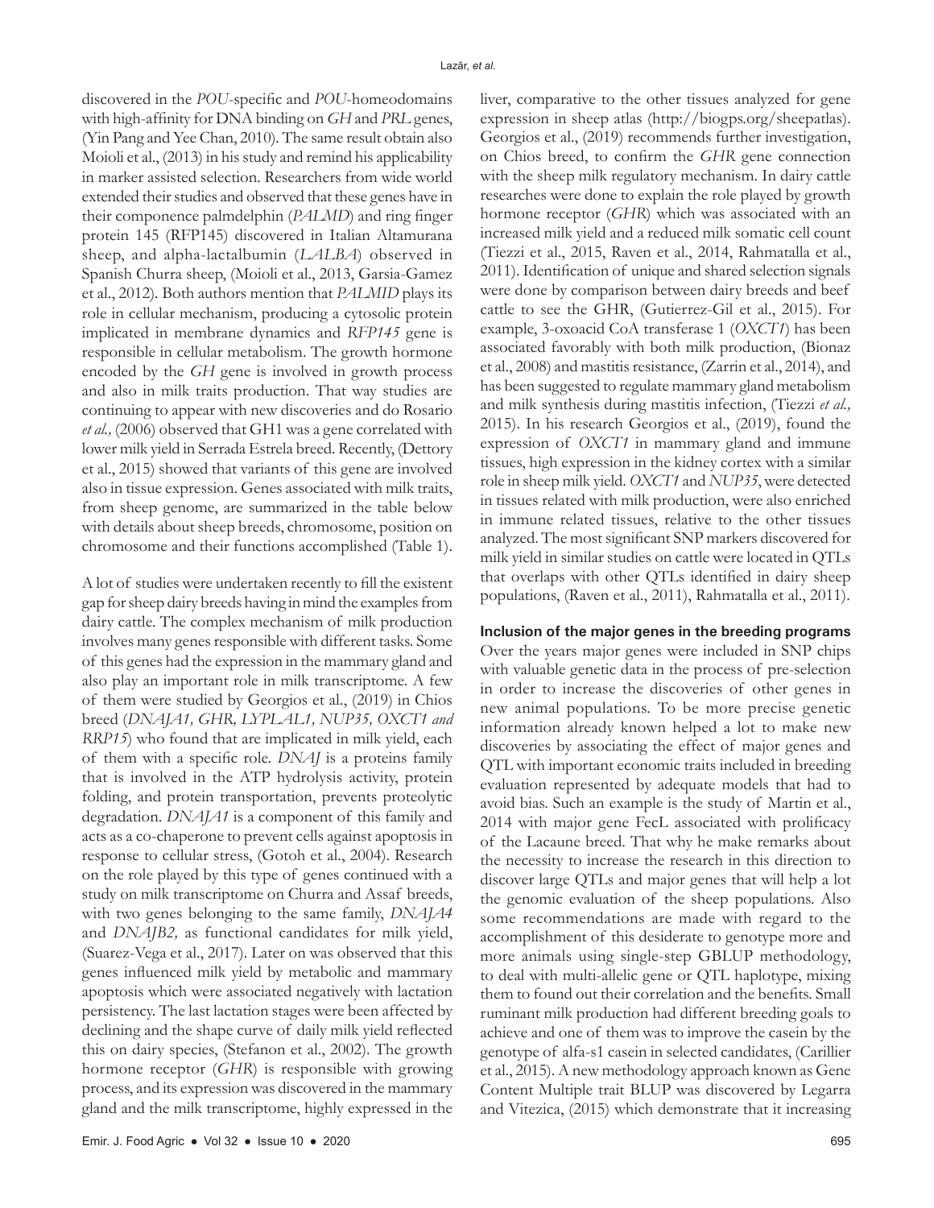discovered in the *POU*-specific and *POU*-homeodomains with high-affinity for DNA binding on *GH* and *PRL* genes, (Yin Pang and Yee Chan, 2010). The same result obtain also Moioli et al., (2013) in his study and remind his applicability in marker assisted selection. Researchers from wide world extended their studies and observed that these genes have in their componence palmdelphin (*PALMD*) and ring finger protein 145 (RFP145) discovered in Italian Altamurana sheep, and alpha-lactalbumin (*LALBA*) observed in Spanish Churra sheep, (Moioli et al., 2013, Garsia-Gamez et al., 2012). Both authors mention that *PALMID* plays its role in cellular mechanism, producing a cytosolic protein implicated in membrane dynamics and *RFP145* gene is responsible in cellular metabolism. The growth hormone encoded by the *GH* gene is involved in growth process and also in milk traits production. That way studies are continuing to appear with new discoveries and do Rosario *et al.,* (2006) observed that GH1 was a gene correlated with lower milk yield in Serrada Estrela breed. Recently, (Dettory et al., 2015) showed that variants of this gene are involved also in tissue expression. Genes associated with milk traits, from sheep genome, are summarized in the table below with details about sheep breeds, chromosome, position on chromosome and their functions accomplished (Table 1).

A lot of studies were undertaken recently to fill the existent gap for sheep dairy breeds having in mind the examples from dairy cattle. The complex mechanism of milk production involves many genes responsible with different tasks. Some of this genes had the expression in the mammary gland and also play an important role in milk transcriptome. A few of them were studied by Georgios et al., (2019) in Chios breed (*DNAJA1, GHR, LYPLAL1, NUP35, OXCT1 and RRP15*) who found that are implicated in milk yield, each of them with a specific role. *DNAJ* is a proteins family that is involved in the ATP hydrolysis activity, protein folding, and protein transportation, prevents proteolytic degradation. *DNAJA1* is a component of this family and acts as a co-chaperone to prevent cells against apoptosis in response to cellular stress, (Gotoh et al., 2004). Research on the role played by this type of genes continued with a study on milk transcriptome on Churra and Assaf breeds, with two genes belonging to the same family, *DNAJA4* and *DNAJB2,* as functional candidates for milk yield, (Suarez-Vega et al., 2017). Later on was observed that this genes influenced milk yield by metabolic and mammary apoptosis which were associated negatively with lactation persistency. The last lactation stages were been affected by declining and the shape curve of daily milk yield reflected this on dairy species, (Stefanon et al., 2002). The growth hormone receptor (*GHR*) is responsible with growing process, and its expression was discovered in the mammary gland and the milk transcriptome, highly expressed in the liver, comparative to the other tissues analyzed for gene expression in sheep atlas (http://biogps.org/sheepatlas). Georgios et al., (2019) recommends further investigation, on Chios breed, to confirm the *GHR* gene connection with the sheep milk regulatory mechanism. In dairy cattle researches were done to explain the role played by growth hormone receptor (*GHR*) which was associated with an increased milk yield and a reduced milk somatic cell count (Tiezzi et al., 2015, Raven et al., 2014, Rahmatalla et al., 2011). Identification of unique and shared selection signals were done by comparison between dairy breeds and beef cattle to see the GHR, (Gutierrez-Gil et al., 2015). For example, 3-oxoacid CoA transferase 1 (*OXCT1*) has been associated favorably with both milk production, (Bionaz et al., 2008) and mastitis resistance, (Zarrin et al., 2014), and has been suggested to regulate mammary gland metabolism and milk synthesis during mastitis infection, (Tiezzi *et al.,* 2015). In his research Georgios et al., (2019), found the expression of *OXCT1* in mammary gland and immune tissues, high expression in the kidney cortex with a similar role in sheep milk yield. *OXCT1* and *NUP35*, were detected in tissues related with milk production, were also enriched in immune related tissues, relative to the other tissues analyzed. The most significant SNP markers discovered for milk yield in similar studies on cattle were located in QTLs that overlaps with other QTLs identified in dairy sheep populations, (Raven et al., 2011), Rahmatalla et al., 2011).

**Inclusion of the major genes in the breeding programs**

Over the years major genes were included in SNP chips with valuable genetic data in the process of pre-selection in order to increase the discoveries of other genes in new animal populations. To be more precise genetic information already known helped a lot to make new discoveries by associating the effect of major genes and QTL with important economic traits included in breeding evaluation represented by adequate models that had to avoid bias. Such an example is the study of Martin et al., 2014 with major gene FecL associated with prolificacy of the Lacaune breed. That why he make remarks about the necessity to increase the research in this direction to discover large QTLs and major genes that will help a lot the genomic evaluation of the sheep populations. Also some recommendations are made with regard to the accomplishment of this desiderate to genotype more and more animals using single-step GBLUP methodology, to deal with multi-allelic gene or QTL haplotype, mixing them to found out their correlation and the benefits. Small ruminant milk production had different breeding goals to achieve and one of them was to improve the casein by the genotype of alfa-s1 casein in selected candidates, (Carillier et al., 2015). A new methodology approach known as Gene Content Multiple trait BLUP was discovered by Legarra and Vitezica, (2015) which demonstrate that it increasing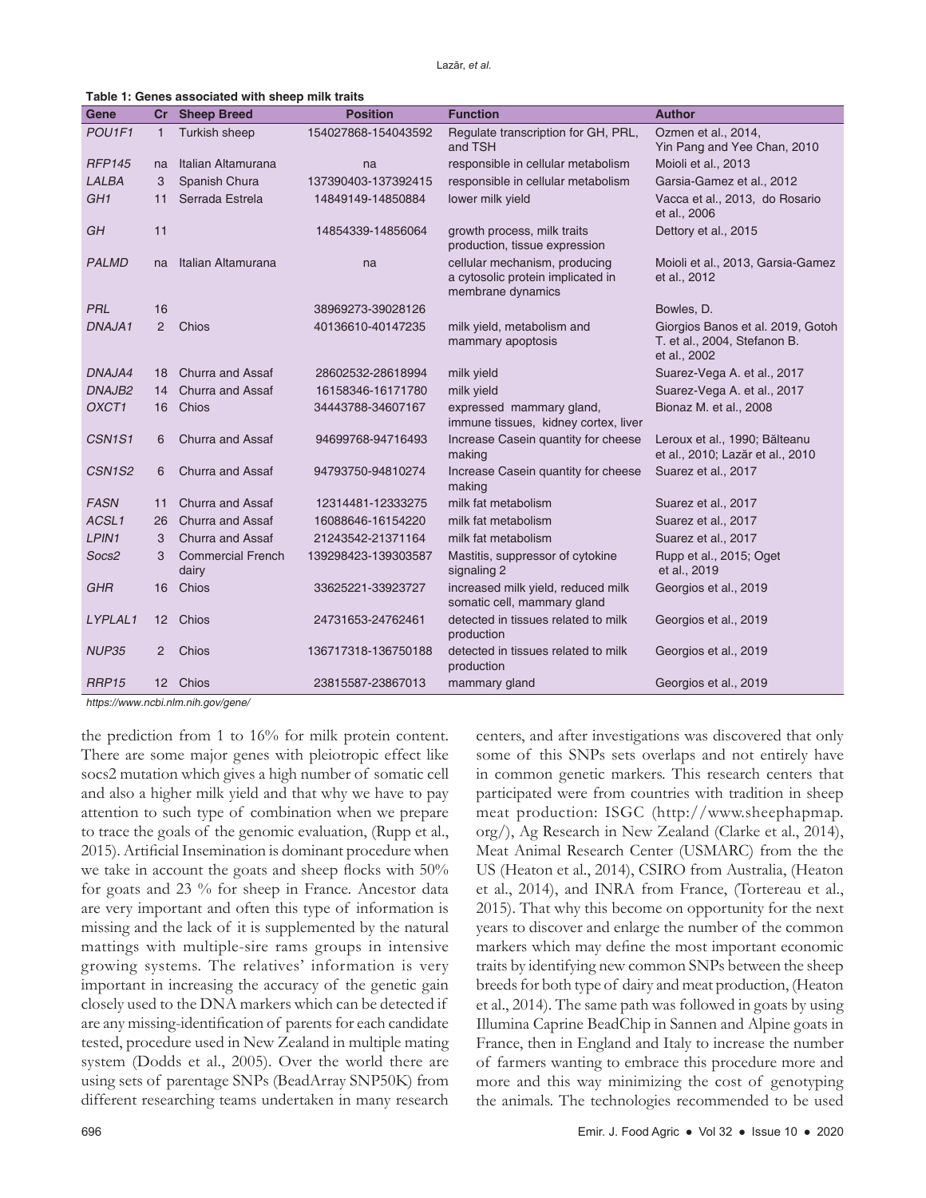**Table 1: Genes associated with sheep milk traits**

| Gene | Cr | Sheep Breed | Position | Function | Author |
|---|---|---|---|---|---|
| *POU1F1* | 1 | Turkish sheep | 154027868-154043592 | Regulate transcription for GH, PRL, and TSH | Ozmen et al., 2014, Yin Pang and Yee Chan, 2010 |
| *RFP145* | na | Italian Altamurana | na | responsible in cellular metabolism | Moioli et al., 2013 |
| *LALBA* | 3 | Spanish Chura | 137390403-137392415 | responsible in cellular metabolism | Garsia-Gamez et al., 2012 |
| *GH1* | 11 | Serrada Estrela | 14849149-14850884 | lower milk yield | Vacca et al., 2013, do Rosario et al., 2006 |
| *GH* | 11 | | 14854339-14856064 | growth process, milk traits production, tissue expression | Dettory et al., 2015 |
| *PALMD* | na | Italian Altamurana | na | cellular mechanism, producing a cytosolic protein implicated in membrane dynamics | Moioli et al., 2013, Garsia-Gamez et al., 2012 |
| *PRL* | 16 | | 38969273-39028126 | | Bowles, D. |
| *DNAJA1* | 2 | Chios | 40136610-40147235 | milk yield, metabolism and mammary apoptosis | Giorgios Banos et al. 2019, Gotoh T. et al., 2004, Stefanon B. et al., 2002 |
| *DNAJA4* | 18 | Churra and Assaf | 28602532-28618994 | milk yield | Suarez-Vega A. et al., 2017 |
| *DNAJB2* | 14 | Churra and Assaf | 16158346-16171780 | milk yield | Suarez-Vega A. et al., 2017 |
| *OXCT1* | 16 | Chios | 34443788-34607167 | expressed mammary gland, immune tissues, kidney cortex, liver | Bionaz M. et al., 2008 |
| *CSN1S1* | 6 | Churra and Assaf | 94699768-94716493 | Increase Casein quantity for cheese making | Leroux et al., 1990; Bălteanu et al., 2010; Lazăr et al., 2010 |
| *CSN1S2* | 6 | Churra and Assaf | 94793750-94810274 | Increase Casein quantity for cheese making | Suarez et al., 2017 |
| *FASN* | 11 | Churra and Assaf | 12314481-12333275 | milk fat metabolism | Suarez et al., 2017 |
| *ACSL1* | 26 | Churra and Assaf | 16088646-16154220 | milk fat metabolism | Suarez et al., 2017 |
| *LPIN1* | 3 | Churra and Assaf | 21243542-21371164 | milk fat metabolism | Suarez et al., 2017 |
| *Socs2* | 3 | Commercial French dairy | 139298423-139303587 | Mastitis, suppressor of cytokine signaling 2 | Rupp et al., 2015; Oget et al., 2019 |
| *GHR* | 16 | Chios | 33625221-33923727 | increased milk yield, reduced milk somatic cell, mammary gland | Georgios et al., 2019 |
| *LYPLAL1* | 12 | Chios | 24731653-24762461 | detected in tissues related to milk production | Georgios et al., 2019 |
| *NUP35* | 2 | Chios | 136717318-136750188 | detected in tissues related to milk production | Georgios et al., 2019 |
| *RRP15* | 12 | Chios | 23815587-23867013 | mammary gland | Georgios et al., 2019 |

*https://www.ncbi.nlm.nih.gov/gene/*

the prediction from 1 to 16% for milk protein content. There are some major genes with pleiotropic effect like socs2 mutation which gives a high number of somatic cell and also a higher milk yield and that why we have to pay attention to such type of combination when we prepare to trace the goals of the genomic evaluation, (Rupp et al., 2015). Artificial Insemination is dominant procedure when we take in account the goats and sheep flocks with 50% for goats and 23 % for sheep in France. Ancestor data are very important and often this type of information is missing and the lack of it is supplemented by the natural mattings with multiple-sire rams groups in intensive growing systems. The relatives' information is very important in increasing the accuracy of the genetic gain closely used to the DNA markers which can be detected if are any missing-identification of parents for each candidate tested, procedure used in New Zealand in multiple mating system (Dodds et al., 2005). Over the world there are using sets of parentage SNPs (BeadArray SNP50K) from different researching teams undertaken in many research centers, and after investigations was discovered that only some of this SNPs sets overlaps and not entirely have in common genetic markers. This research centers that participated were from countries with tradition in sheep meat production: ISGC (http://www.sheephapmap.org/), Ag Research in New Zealand (Clarke et al., 2014), Meat Animal Research Center (USMARC) from the the US (Heaton et al., 2014), CSIRO from Australia, (Heaton et al., 2014), and INRA from France, (Tortereau et al., 2015). That why this become on opportunity for the next years to discover and enlarge the number of the common markers which may define the most important economic traits by identifying new common SNPs between the sheep breeds for both type of dairy and meat production, (Heaton et al., 2014). The same path was followed in goats by using Illumina Caprine BeadChip in Sannen and Alpine goats in France, then in England and Italy to increase the number of farmers wanting to embrace this procedure more and more and this way minimizing the cost of genotyping the animals. The technologies recommended to be used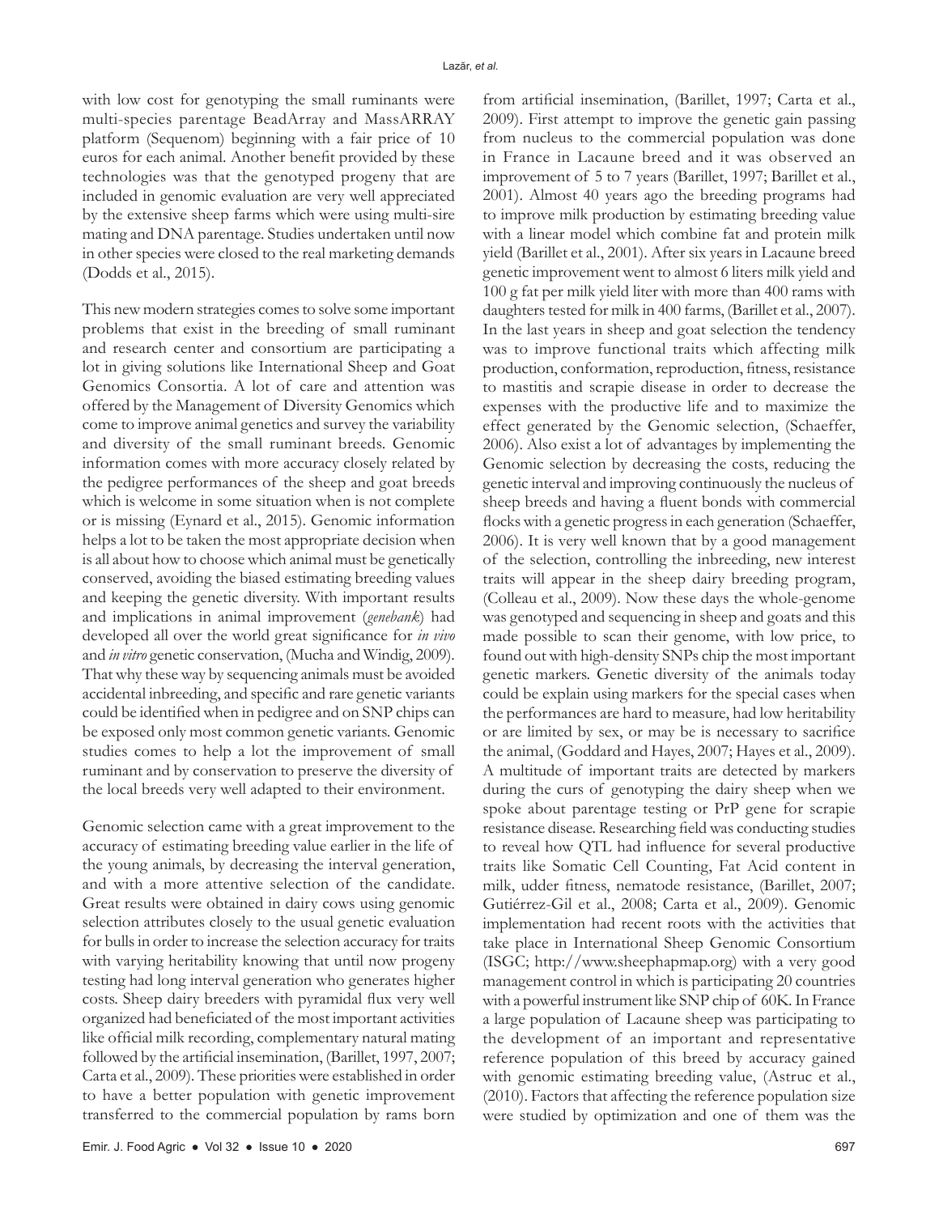with low cost for genotyping the small ruminants were multi-species parentage BeadArray and MassARRAY platform (Sequenom) beginning with a fair price of 10 euros for each animal. Another benefit provided by these technologies was that the genotyped progeny that are included in genomic evaluation are very well appreciated by the extensive sheep farms which were using multi-sire mating and DNA parentage. Studies undertaken until now in other species were closed to the real marketing demands (Dodds et al., 2015).

This new modern strategies comes to solve some important problems that exist in the breeding of small ruminant and research center and consortium are participating a lot in giving solutions like International Sheep and Goat Genomics Consortia. A lot of care and attention was offered by the Management of Diversity Genomics which come to improve animal genetics and survey the variability and diversity of the small ruminant breeds. Genomic information comes with more accuracy closely related by the pedigree performances of the sheep and goat breeds which is welcome in some situation when is not complete or is missing (Eynard et al., 2015). Genomic information helps a lot to be taken the most appropriate decision when is all about how to choose which animal must be genetically conserved, avoiding the biased estimating breeding values and keeping the genetic diversity. With important results and implications in animal improvement (*genebank*) had developed all over the world great significance for *in vivo* and *in vitro* genetic conservation, (Mucha and Windig, 2009). That why these way by sequencing animals must be avoided accidental inbreeding, and specific and rare genetic variants could be identified when in pedigree and on SNP chips can be exposed only most common genetic variants. Genomic studies comes to help a lot the improvement of small ruminant and by conservation to preserve the diversity of the local breeds very well adapted to their environment.

Genomic selection came with a great improvement to the accuracy of estimating breeding value earlier in the life of the young animals, by decreasing the interval generation, and with a more attentive selection of the candidate. Great results were obtained in dairy cows using genomic selection attributes closely to the usual genetic evaluation for bulls in order to increase the selection accuracy for traits with varying heritability knowing that until now progeny testing had long interval generation who generates higher costs. Sheep dairy breeders with pyramidal flux very well organized had beneficiated of the most important activities like official milk recording, complementary natural mating followed by the artificial insemination, (Barillet, 1997, 2007; Carta et al., 2009). These priorities were established in order to have a better population with genetic improvement transferred to the commercial population by rams born from artificial insemination, (Barillet, 1997; Carta et al., 2009). First attempt to improve the genetic gain passing from nucleus to the commercial population was done in France in Lacaune breed and it was observed an improvement of 5 to 7 years (Barillet, 1997; Barillet et al., 2001). Almost 40 years ago the breeding programs had to improve milk production by estimating breeding value with a linear model which combine fat and protein milk yield (Barillet et al., 2001). After six years in Lacaune breed genetic improvement went to almost 6 liters milk yield and 100 g fat per milk yield liter with more than 400 rams with daughters tested for milk in 400 farms, (Barillet et al., 2007). In the last years in sheep and goat selection the tendency was to improve functional traits which affecting milk production, conformation, reproduction, fitness, resistance to mastitis and scrapie disease in order to decrease the expenses with the productive life and to maximize the effect generated by the Genomic selection, (Schaeffer, 2006). Also exist a lot of advantages by implementing the Genomic selection by decreasing the costs, reducing the genetic interval and improving continuously the nucleus of sheep breeds and having a fluent bonds with commercial flocks with a genetic progress in each generation (Schaeffer, 2006). It is very well known that by a good management of the selection, controlling the inbreeding, new interest traits will appear in the sheep dairy breeding program, (Colleau et al., 2009). Now these days the whole-genome was genotyped and sequencing in sheep and goats and this made possible to scan their genome, with low price, to found out with high-density SNPs chip the most important genetic markers. Genetic diversity of the animals today could be explain using markers for the special cases when the performances are hard to measure, had low heritability or are limited by sex, or may be is necessary to sacrifice the animal, (Goddard and Hayes, 2007; Hayes et al., 2009). A multitude of important traits are detected by markers during the curs of genotyping the dairy sheep when we spoke about parentage testing or PrP gene for scrapie resistance disease. Researching field was conducting studies to reveal how QTL had influence for several productive traits like Somatic Cell Counting, Fat Acid content in milk, udder fitness, nematode resistance, (Barillet, 2007; Gutiérrez-Gil et al., 2008; Carta et al., 2009). Genomic implementation had recent roots with the activities that take place in International Sheep Genomic Consortium (ISGC; http://www.sheephapmap.org) with a very good management control in which is participating 20 countries with a powerful instrument like SNP chip of 60K. In France a large population of Lacaune sheep was participating to the development of an important and representative reference population of this breed by accuracy gained with genomic estimating breeding value, (Astruc et al., (2010). Factors that affecting the reference population size were studied by optimization and one of them was the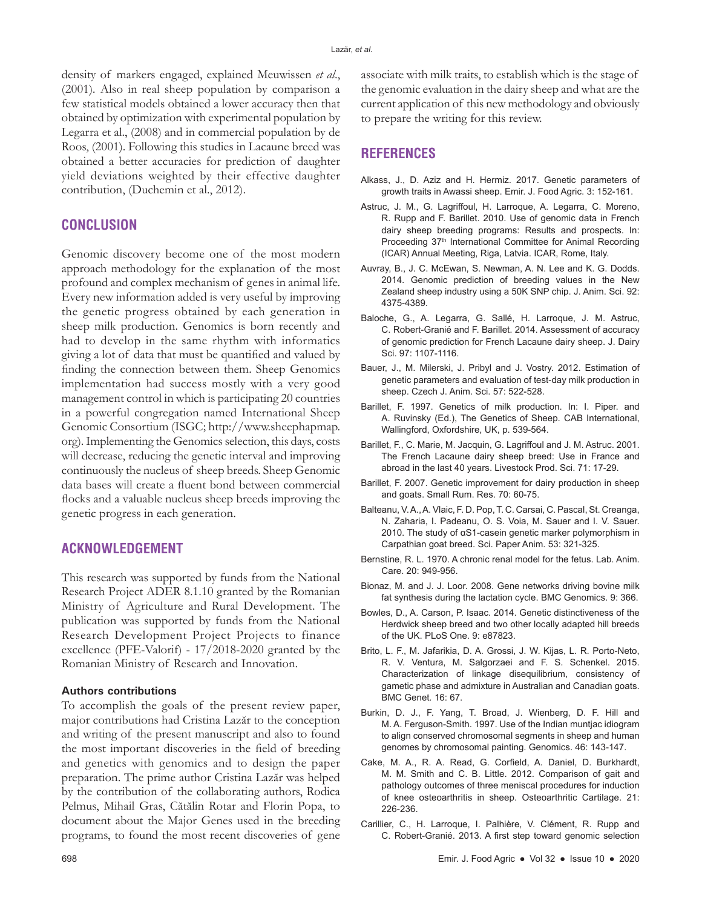density of markers engaged, explained Meuwissen *et al*., (2001). Also in real sheep population by comparison a few statistical models obtained a lower accuracy then that obtained by optimization with experimental population by Legarra et al., (2008) and in commercial population by de Roos, (2001). Following this studies in Lacaune breed was obtained a better accuracies for prediction of daughter yield deviations weighted by their effective daughter contribution, (Duchemin et al., 2012).

## CONCLUSION

Genomic discovery become one of the most modern approach methodology for the explanation of the most profound and complex mechanism of genes in animal life. Every new information added is very useful by improving the genetic progress obtained by each generation in sheep milk production. Genomics is born recently and had to develop in the same rhythm with informatics giving a lot of data that must be quantified and valued by finding the connection between them. Sheep Genomics implementation had success mostly with a very good management control in which is participating 20 countries in a powerful congregation named International Sheep Genomic Consortium (ISGC; http://www.sheephapmap.org). Implementing the Genomics selection, this days, costs will decrease, reducing the genetic interval and improving continuously the nucleus of sheep breeds. Sheep Genomic data bases will create a fluent bond between commercial flocks and a valuable nucleus sheep breeds improving the genetic progress in each generation.

## ACKNOWLEDGEMENT

This research was supported by funds from the National Research Project ADER 8.1.10 granted by the Romanian Ministry of Agriculture and Rural Development. The publication was supported by funds from the National Research Development Project Projects to finance excellence (PFE-Valorif) - 17/2018-2020 granted by the Romanian Ministry of Research and Innovation.

### Authors contributions

To accomplish the goals of the present review paper, major contributions had Cristina Lazăr to the conception and writing of the present manuscript and also to found the most important discoveries in the field of breeding and genetics with genomics and to design the paper preparation. The prime author Cristina Lazăr was helped by the contribution of the collaborating authors, Rodica Pelmus, Mihail Gras, Cătălin Rotar and Florin Popa, to document about the Major Genes used in the breeding programs, to found the most recent discoveries of gene associate with milk traits, to establish which is the stage of the genomic evaluation in the dairy sheep and what are the current application of this new methodology and obviously to prepare the writing for this review.

## REFERENCES

Alkass, J., D. Aziz and H. Hermiz. 2017. Genetic parameters of growth traits in Awassi sheep. Emir. J. Food Agric. 3: 152-161.

Astruc, J. M., G. Lagriffoul, H. Larroque, A. Legarra, C. Moreno, R. Rupp and F. Barillet. 2010. Use of genomic data in French dairy sheep breeding programs: Results and prospects. In: Proceeding 37th International Committee for Animal Recording (ICAR) Annual Meeting, Riga, Latvia. ICAR, Rome, Italy.

Auvray, B., J. C. McEwan, S. Newman, A. N. Lee and K. G. Dodds. 2014. Genomic prediction of breeding values in the New Zealand sheep industry using a 50K SNP chip. J. Anim. Sci. 92: 4375-4389.

Baloche, G., A. Legarra, G. Sallé, H. Larroque, J. M. Astruc, C. Robert-Granié and F. Barillet. 2014. Assessment of accuracy of genomic prediction for French Lacaune dairy sheep. J. Dairy Sci. 97: 1107-1116.

Bauer, J., M. Milerski, J. Pribyl and J. Vostry. 2012. Estimation of genetic parameters and evaluation of test-day milk production in sheep. Czech J. Anim. Sci. 57: 522-528.

Barillet, F. 1997. Genetics of milk production. In: I. Piper. and A. Ruvinsky (Ed.), The Genetics of Sheep. CAB International, Wallingford, Oxfordshire, UK, p. 539-564.

Barillet, F., C. Marie, M. Jacquin, G. Lagriffoul and J. M. Astruc. 2001. The French Lacaune dairy sheep breed: Use in France and abroad in the last 40 years. Livestock Prod. Sci. 71: 17-29.

Barillet, F. 2007. Genetic improvement for dairy production in sheep and goats. Small Rum. Res. 70: 60-75.

Balteanu, V. A., A. Vlaic, F. D. Pop, T. C. Carsai, C. Pascal, St. Creanga, N. Zaharia, I. Padeanu, O. S. Voia, M. Sauer and I. V. Sauer. 2010. The study of αS1-casein genetic marker polymorphism in Carpathian goat breed. Sci. Paper Anim. 53: 321-325.

Bernstine, R. L. 1970. A chronic renal model for the fetus. Lab. Anim. Care. 20: 949-956.

Bionaz, M. and J. J. Loor. 2008. Gene networks driving bovine milk fat synthesis during the lactation cycle. BMC Genomics. 9: 366.

Bowles, D., A. Carson, P. Isaac. 2014. Genetic distinctiveness of the Herdwick sheep breed and two other locally adapted hill breeds of the UK. PLoS One. 9: e87823.

Brito, L. F., M. Jafarikia, D. A. Grossi, J. W. Kijas, L. R. Porto-Neto, R. V. Ventura, M. Salgorzaei and F. S. Schenkel. 2015. Characterization of linkage disequilibrium, consistency of gametic phase and admixture in Australian and Canadian goats. BMC Genet. 16: 67.

Burkin, D. J., F. Yang, T. Broad, J. Wienberg, D. F. Hill and M. A. Ferguson-Smith. 1997. Use of the Indian muntjac idiogram to align conserved chromosomal segments in sheep and human genomes by chromosomal painting. Genomics. 46: 143-147.

Cake, M. A., R. A. Read, G. Corfield, A. Daniel, D. Burkhardt, M. M. Smith and C. B. Little. 2012. Comparison of gait and pathology outcomes of three meniscal procedures for induction of knee osteoarthritis in sheep. Osteoarthritic Cartilage. 21: 226-236.

Carillier, C., H. Larroque, I. Palhière, V. Clément, R. Rupp and C. Robert-Granié. 2013. A first step toward genomic selection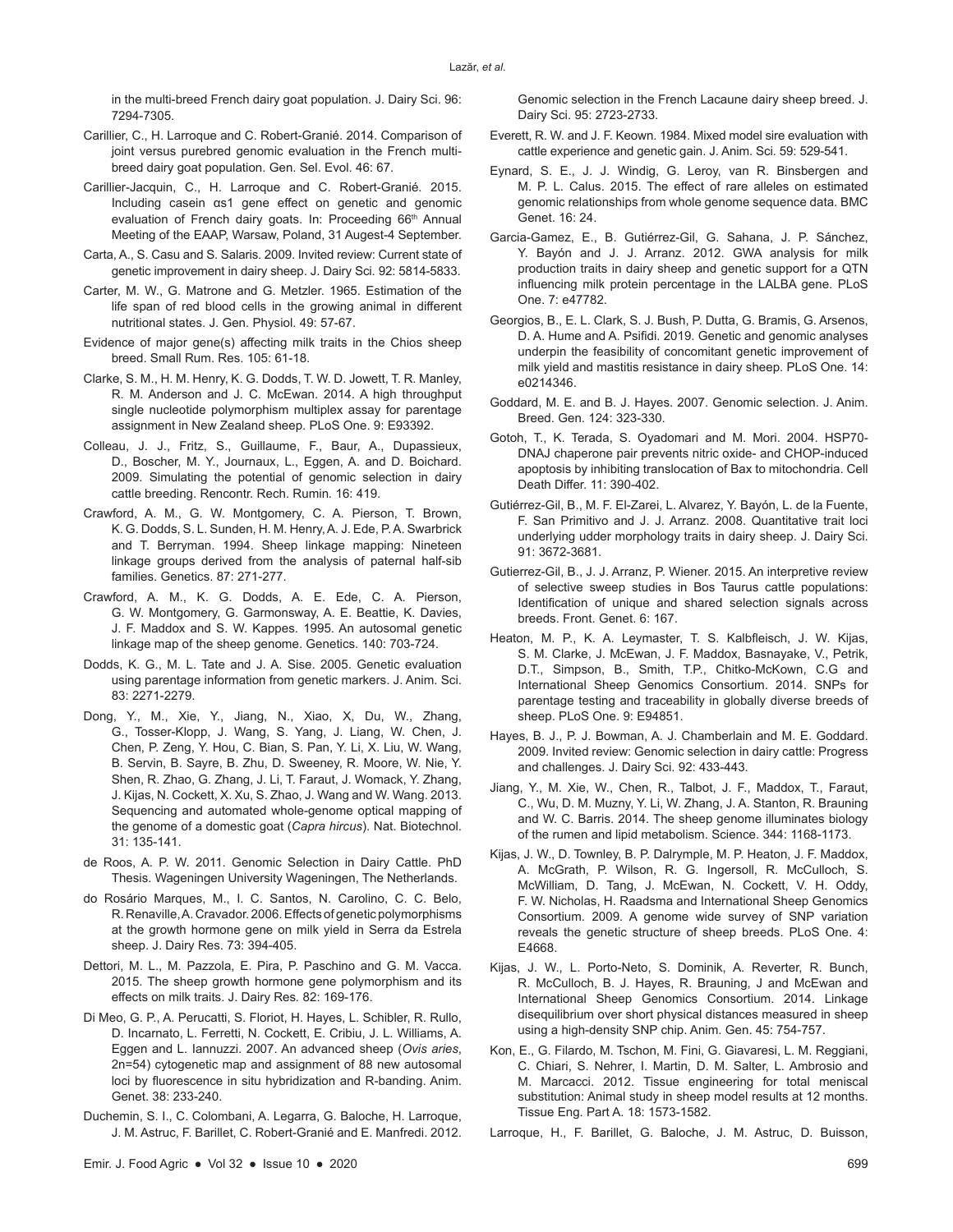in the multi-breed French dairy goat population. J. Dairy Sci. 96: 7294-7305.

Carillier, C., H. Larroque and C. Robert-Granié. 2014. Comparison of joint versus purebred genomic evaluation in the French multi-breed dairy goat population. Gen. Sel. Evol. 46: 67.

Carillier-Jacquin, C., H. Larroque and C. Robert-Granié. 2015. Including casein αs1 gene effect on genetic and genomic evaluation of French dairy goats. In: Proceeding 66th Annual Meeting of the EAAP, Warsaw, Poland, 31 Augest-4 September.

Carta, A., S. Casu and S. Salaris. 2009. Invited review: Current state of genetic improvement in dairy sheep. J. Dairy Sci. 92: 5814-5833.

Carter, M. W., G. Matrone and G. Metzler. 1965. Estimation of the life span of red blood cells in the growing animal in different nutritional states. J. Gen. Physiol. 49: 57-67.

Evidence of major gene(s) affecting milk traits in the Chios sheep breed. Small Rum. Res. 105: 61-18.

Clarke, S. M., H. M. Henry, K. G. Dodds, T. W. D. Jowett, T. R. Manley, R. M. Anderson and J. C. McEwan. 2014. A high throughput single nucleotide polymorphism multiplex assay for parentage assignment in New Zealand sheep. PLoS One. 9: E93392.

Colleau, J. J., Fritz, S., Guillaume, F., Baur, A., Dupassieux, D., Boscher, M. Y., Journaux, L., Eggen, A. and D. Boichard. 2009. Simulating the potential of genomic selection in dairy cattle breeding. Rencontr. Rech. Rumin. 16: 419.

Crawford, A. M., G. W. Montgomery, C. A. Pierson, T. Brown, K. G. Dodds, S. L. Sunden, H. M. Henry, A. J. Ede, P. A. Swarbrick and T. Berryman. 1994. Sheep linkage mapping: Nineteen linkage groups derived from the analysis of paternal half-sib families. Genetics. 87: 271-277.

Crawford, A. M., K. G. Dodds, A. E. Ede, C. A. Pierson, G. W. Montgomery, G. Garmonsway, A. E. Beattie, K. Davies, J. F. Maddox and S. W. Kappes. 1995. An autosomal genetic linkage map of the sheep genome. Genetics. 140: 703-724.

Dodds, K. G., M. L. Tate and J. A. Sise. 2005. Genetic evaluation using parentage information from genetic markers. J. Anim. Sci. 83: 2271-2279.

Dong, Y., M., Xie, Y., Jiang, N., Xiao, X, Du, W., Zhang, G., Tosser-Klopp, J. Wang, S. Yang, J. Liang, W. Chen, J. Chen, P. Zeng, Y. Hou, C. Bian, S. Pan, Y. Li, X. Liu, W. Wang, B. Servin, B. Sayre, B. Zhu, D. Sweeney, R. Moore, W. Nie, Y. Shen, R. Zhao, G. Zhang, J. Li, T. Faraut, J. Womack, Y. Zhang, J. Kijas, N. Cockett, X. Xu, S. Zhao, J. Wang and W. Wang. 2013. Sequencing and automated whole-genome optical mapping of the genome of a domestic goat (*Capra hircus*). Nat. Biotechnol. 31: 135-141.

de Roos, A. P. W. 2011. Genomic Selection in Dairy Cattle. PhD Thesis. Wageningen University Wageningen, The Netherlands.

do Rosário Marques, M., I. C. Santos, N. Carolino, C. C. Belo, R. Renaville, A. Cravador. 2006. Effects of genetic polymorphisms at the growth hormone gene on milk yield in Serra da Estrela sheep. J. Dairy Res. 73: 394-405.

Dettori, M. L., M. Pazzola, E. Pira, P. Paschino and G. M. Vacca. 2015. The sheep growth hormone gene polymorphism and its effects on milk traits. J. Dairy Res. 82: 169-176.

Di Meo, G. P., A. Perucatti, S. Floriot, H. Hayes, L. Schibler, R. Rullo, D. Incarnato, L. Ferretti, N. Cockett, E. Cribiu, J. L. Williams, A. Eggen and L. Iannuzzi. 2007. An advanced sheep (*Ovis aries*, 2n=54) cytogenetic map and assignment of 88 new autosomal loci by fluorescence in situ hybridization and R-banding. Anim. Genet. 38: 233-240.

Duchemin, S. I., C. Colombani, A. Legarra, G. Baloche, H. Larroque, J. M. Astruc, F. Barillet, C. Robert-Granié and E. Manfredi. 2012. Genomic selection in the French Lacaune dairy sheep breed. J. Dairy Sci. 95: 2723-2733.

Everett, R. W. and J. F. Keown. 1984. Mixed model sire evaluation with cattle experience and genetic gain. J. Anim. Sci. 59: 529-541.

Eynard, S. E., J. J. Windig, G. Leroy, van R. Binsbergen and M. P. L. Calus. 2015. The effect of rare alleles on estimated genomic relationships from whole genome sequence data. BMC Genet. 16: 24.

Garcia-Gamez, E., B. Gutiérrez-Gil, G. Sahana, J. P. Sánchez, Y. Bayón and J. J. Arranz. 2012. GWA analysis for milk production traits in dairy sheep and genetic support for a QTN influencing milk protein percentage in the LALBA gene. PLoS One. 7: e47782.

Georgios, B., E. L. Clark, S. J. Bush, P. Dutta, G. Bramis, G. Arsenos, D. A. Hume and A. Psifidi. 2019. Genetic and genomic analyses underpin the feasibility of concomitant genetic improvement of milk yield and mastitis resistance in dairy sheep. PLoS One. 14: e0214346.

Goddard, M. E. and B. J. Hayes. 2007. Genomic selection. J. Anim. Breed. Gen. 124: 323-330.

Gotoh, T., K. Terada, S. Oyadomari and M. Mori. 2004. HSP70-DNAJ chaperone pair prevents nitric oxide- and CHOP-induced apoptosis by inhibiting translocation of Bax to mitochondria. Cell Death Differ. 11: 390-402.

Gutiérrez-Gil, B., M. F. El-Zarei, L. Alvarez, Y. Bayón, L. de la Fuente, F. San Primitivo and J. J. Arranz. 2008. Quantitative trait loci underlying udder morphology traits in dairy sheep. J. Dairy Sci. 91: 3672-3681.

Gutierrez-Gil, B., J. J. Arranz, P. Wiener. 2015. An interpretive review of selective sweep studies in Bos Taurus cattle populations: Identification of unique and shared selection signals across breeds. Front. Genet. 6: 167.

Heaton, M. P., K. A. Leymaster, T. S. Kalbfleisch, J. W. Kijas, S. M. Clarke, J. McEwan, J. F. Maddox, Basnayake, V., Petrik, D.T., Simpson, B., Smith, T.P., Chitko-McKown, C.G and International Sheep Genomics Consortium. 2014. SNPs for parentage testing and traceability in globally diverse breeds of sheep. PLoS One. 9: E94851.

Hayes, B. J., P. J. Bowman, A. J. Chamberlain and M. E. Goddard. 2009. Invited review: Genomic selection in dairy cattle: Progress and challenges. J. Dairy Sci. 92: 433-443.

Jiang, Y., M. Xie, W., Chen, R., Talbot, J. F., Maddox, T., Faraut, C., Wu, D. M. Muzny, Y. Li, W. Zhang, J. A. Stanton, R. Brauning and W. C. Barris. 2014. The sheep genome illuminates biology of the rumen and lipid metabolism. Science. 344: 1168-1173.

Kijas, J. W., D. Townley, B. P. Dalrymple, M. P. Heaton, J. F. Maddox, A. McGrath, P. Wilson, R. G. Ingersoll, R. McCulloch, S. McWilliam, D. Tang, J. McEwan, N. Cockett, V. H. Oddy, F. W. Nicholas, H. Raadsma and International Sheep Genomics Consortium. 2009. A genome wide survey of SNP variation reveals the genetic structure of sheep breeds. PLoS One. 4: E4668.

Kijas, J. W., L. Porto-Neto, S. Dominik, A. Reverter, R. Bunch, R. McCulloch, B. J. Hayes, R. Brauning, J and McEwan and International Sheep Genomics Consortium. 2014. Linkage disequilibrium over short physical distances measured in sheep using a high-density SNP chip. Anim. Gen. 45: 754-757.

Kon, E., G. Filardo, M. Tschon, M. Fini, G. Giavaresi, L. M. Reggiani, C. Chiari, S. Nehrer, I. Martin, D. M. Salter, L. Ambrosio and M. Marcacci. 2012. Tissue engineering for total meniscal substitution: Animal study in sheep model results at 12 months. Tissue Eng. Part A. 18: 1573-1582.

Larroque, H., F. Barillet, G. Baloche, J. M. Astruc, D. Buisson,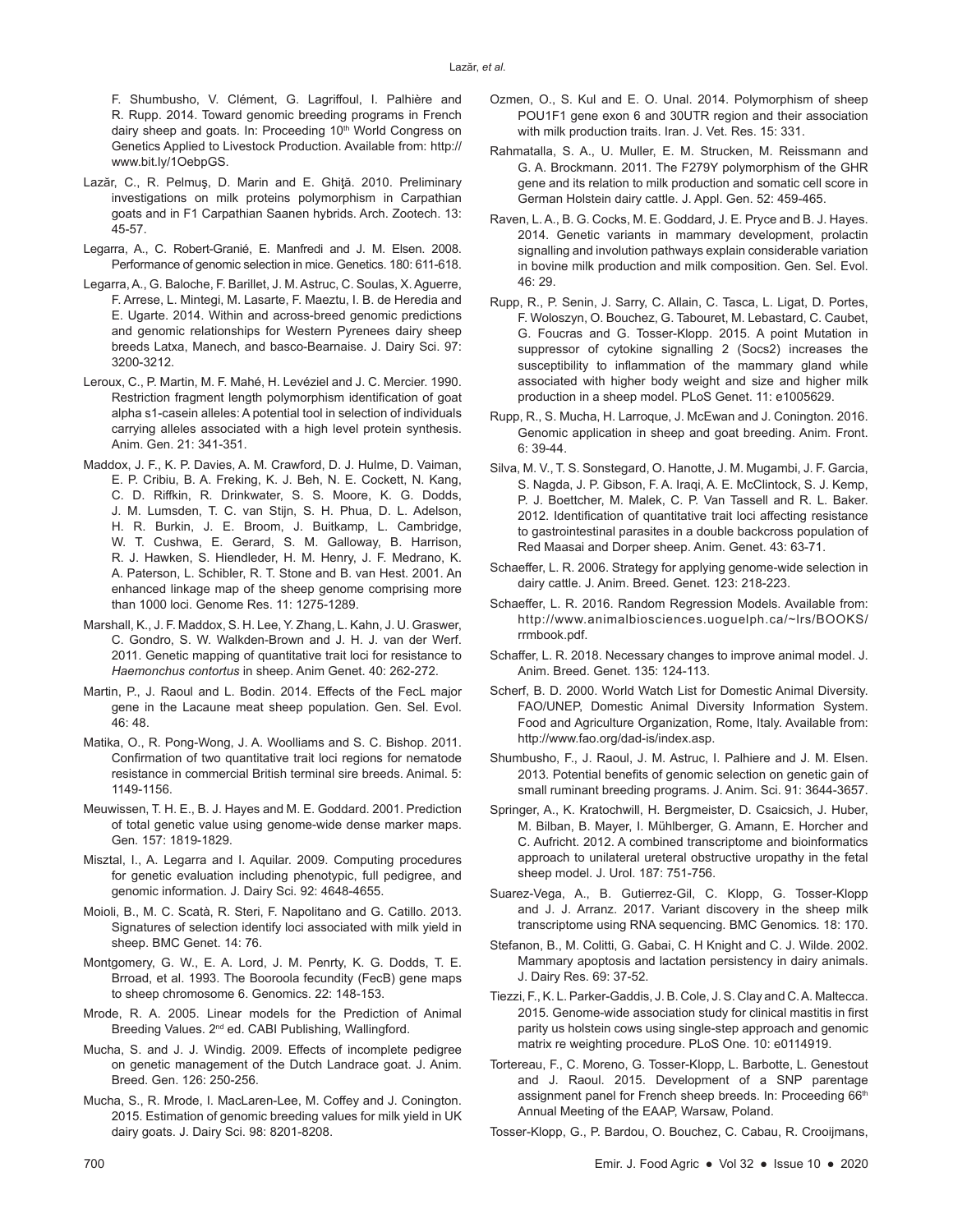F. Shumbusho, V. Clément, G. Lagriffoul, I. Palhière and R. Rupp. 2014. Toward genomic breeding programs in French dairy sheep and goats. In: Proceeding 10th World Congress on Genetics Applied to Livestock Production. Available from: http://www.bit.ly/1OebpGS.

Lazăr, C., R. Pelmuş, D. Marin and E. Ghiţă. 2010. Preliminary investigations on milk proteins polymorphism in Carpathian goats and in F1 Carpathian Saanen hybrids. Arch. Zootech. 13: 45-57.

Legarra, A., C. Robert-Granié, E. Manfredi and J. M. Elsen. 2008. Performance of genomic selection in mice. Genetics. 180: 611-618.

Legarra, A., G. Baloche, F. Barillet, J. M. Astruc, C. Soulas, X. Aguerre, F. Arrese, L. Mintegi, M. Lasarte, F. Maeztu, I. B. de Heredia and E. Ugarte. 2014. Within and across-breed genomic predictions and genomic relationships for Western Pyrenees dairy sheep breeds Latxa, Manech, and basco-Bearnaise. J. Dairy Sci. 97: 3200-3212.

Leroux, C., P. Martin, M. F. Mahé, H. Levéziel and J. C. Mercier. 1990. Restriction fragment length polymorphism identification of goat alpha s1-casein alleles: A potential tool in selection of individuals carrying alleles associated with a high level protein synthesis. Anim. Gen. 21: 341-351.

Maddox, J. F., K. P. Davies, A. M. Crawford, D. J. Hulme, D. Vaiman, E. P. Cribiu, B. A. Freking, K. J. Beh, N. E. Cockett, N. Kang, C. D. Riffkin, R. Drinkwater, S. S. Moore, K. G. Dodds, J. M. Lumsden, T. C. van Stijn, S. H. Phua, D. L. Adelson, H. R. Burkin, J. E. Broom, J. Buitkamp, L. Cambridge, W. T. Cushwa, E. Gerard, S. M. Galloway, B. Harrison, R. J. Hawken, S. Hiendleder, H. M. Henry, J. F. Medrano, K. A. Paterson, L. Schibler, R. T. Stone and B. van Hest. 2001. An enhanced linkage map of the sheep genome comprising more than 1000 loci. Genome Res. 11: 1275-1289.

Marshall, K., J. F. Maddox, S. H. Lee, Y. Zhang, L. Kahn, J. U. Graswer, C. Gondro, S. W. Walkden-Brown and J. H. J. van der Werf. 2011. Genetic mapping of quantitative trait loci for resistance to *Haemonchus contortus* in sheep. Anim Genet. 40: 262-272.

Martin, P., J. Raoul and L. Bodin. 2014. Effects of the FecL major gene in the Lacaune meat sheep population. Gen. Sel. Evol. 46: 48.

Matika, O., R. Pong-Wong, J. A. Woolliams and S. C. Bishop. 2011. Confirmation of two quantitative trait loci regions for nematode resistance in commercial British terminal sire breeds. Animal. 5: 1149-1156.

Meuwissen, T. H. E., B. J. Hayes and M. E. Goddard. 2001. Prediction of total genetic value using genome-wide dense marker maps. Gen. 157: 1819-1829.

Misztal, I., A. Legarra and I. Aquilar. 2009. Computing procedures for genetic evaluation including phenotypic, full pedigree, and genomic information. J. Dairy Sci. 92: 4648-4655.

Moioli, B., M. C. Scatà, R. Steri, F. Napolitano and G. Catillo. 2013. Signatures of selection identify loci associated with milk yield in sheep. BMC Genet. 14: 76.

Montgomery, G. W., E. A. Lord, J. M. Penrty, K. G. Dodds, T. E. Brroad, et al. 1993. The Booroola fecundity (FecB) gene maps to sheep chromosome 6. Genomics. 22: 148-153.

Mrode, R. A. 2005. Linear models for the Prediction of Animal Breeding Values. 2nd ed. CABI Publishing, Wallingford.

Mucha, S. and J. J. Windig. 2009. Effects of incomplete pedigree on genetic management of the Dutch Landrace goat. J. Anim. Breed. Gen. 126: 250-256.

Mucha, S., R. Mrode, I. MacLaren-Lee, M. Coffey and J. Conington. 2015. Estimation of genomic breeding values for milk yield in UK dairy goats. J. Dairy Sci. 98: 8201-8208.

Ozmen, O., S. Kul and E. O. Unal. 2014. Polymorphism of sheep POU1F1 gene exon 6 and 30UTR region and their association with milk production traits. Iran. J. Vet. Res. 15: 331.

Rahmatalla, S. A., U. Muller, E. M. Strucken, M. Reissmann and G. A. Brockmann. 2011. The F279Y polymorphism of the GHR gene and its relation to milk production and somatic cell score in German Holstein dairy cattle. J. Appl. Gen. 52: 459-465.

Raven, L. A., B. G. Cocks, M. E. Goddard, J. E. Pryce and B. J. Hayes. 2014. Genetic variants in mammary development, prolactin signalling and involution pathways explain considerable variation in bovine milk production and milk composition. Gen. Sel. Evol. 46: 29.

Rupp, R., P. Senin, J. Sarry, C. Allain, C. Tasca, L. Ligat, D. Portes, F. Woloszyn, O. Bouchez, G. Tabouret, M. Lebastard, C. Caubet, G. Foucras and G. Tosser-Klopp. 2015. A point Mutation in suppressor of cytokine signalling 2 (Socs2) increases the susceptibility to inflammation of the mammary gland while associated with higher body weight and size and higher milk production in a sheep model. PLoS Genet. 11: e1005629.

Rupp, R., S. Mucha, H. Larroque, J. McEwan and J. Conington. 2016. Genomic application in sheep and goat breeding. Anim. Front. 6: 39-44.

Silva, M. V., T. S. Sonstegard, O. Hanotte, J. M. Mugambi, J. F. Garcia, S. Nagda, J. P. Gibson, F. A. Iraqi, A. E. McClintock, S. J. Kemp, P. J. Boettcher, M. Malek, C. P. Van Tassell and R. L. Baker. 2012. Identification of quantitative trait loci affecting resistance to gastrointestinal parasites in a double backcross population of Red Maasai and Dorper sheep. Anim. Genet. 43: 63-71.

Schaeffer, L. R. 2006. Strategy for applying genome-wide selection in dairy cattle. J. Anim. Breed. Genet. 123: 218-223.

Schaeffer, L. R. 2016. Random Regression Models. Available from: http://www.animalbiosciences.uoguelph.ca/~lrs/BOOKS/rrmbook.pdf.

Schaffer, L. R. 2018. Necessary changes to improve animal model. J. Anim. Breed. Genet. 135: 124-113.

Scherf, B. D. 2000. World Watch List for Domestic Animal Diversity. FAO/UNEP, Domestic Animal Diversity Information System. Food and Agriculture Organization, Rome, Italy. Available from: http://www.fao.org/dad-is/index.asp.

Shumbusho, F., J. Raoul, J. M. Astruc, I. Palhiere and J. M. Elsen. 2013. Potential benefits of genomic selection on genetic gain of small ruminant breeding programs. J. Anim. Sci. 91: 3644-3657.

Springer, A., K. Kratochwill, H. Bergmeister, D. Csaicsich, J. Huber, M. Bilban, B. Mayer, I. Mühlberger, G. Amann, E. Horcher and C. Aufricht. 2012. A combined transcriptome and bioinformatics approach to unilateral ureteral obstructive uropathy in the fetal sheep model. J. Urol. 187: 751-756.

Suarez-Vega, A., B. Gutierrez-Gil, C. Klopp, G. Tosser-Klopp and J. J. Arranz. 2017. Variant discovery in the sheep milk transcriptome using RNA sequencing. BMC Genomics. 18: 170.

Stefanon, B., M. Colitti, G. Gabai, C. H Knight and C. J. Wilde. 2002. Mammary apoptosis and lactation persistency in dairy animals. J. Dairy Res. 69: 37-52.

Tiezzi, F., K. L. Parker-Gaddis, J. B. Cole, J. S. Clay and C. A. Maltecca. 2015. Genome-wide association study for clinical mastitis in first parity us holstein cows using single-step approach and genomic matrix re weighting procedure. PLoS One. 10: e0114919.

Tortereau, F., C. Moreno, G. Tosser-Klopp, L. Barbotte, L. Genestout and J. Raoul. 2015. Development of a SNP parentage assignment panel for French sheep breeds. In: Proceeding 66th Annual Meeting of the EAAP, Warsaw, Poland.

Tosser-Klopp, G., P. Bardou, O. Bouchez, C. Cabau, R. Crooijmans,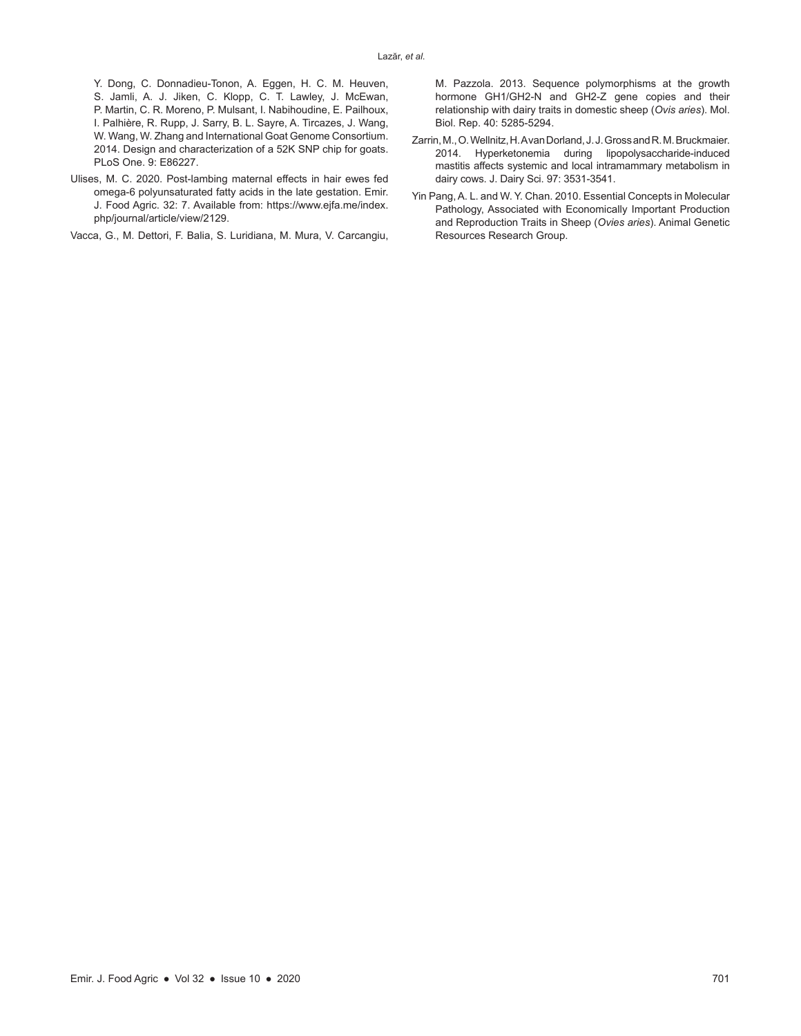Y. Dong, C. Donnadieu-Tonon, A. Eggen, H. C. M. Heuven, S. Jamli, A. J. Jiken, C. Klopp, C. T. Lawley, J. McEwan, P. Martin, C. R. Moreno, P. Mulsant, I. Nabihoudine, E. Pailhoux, I. Palhière, R. Rupp, J. Sarry, B. L. Sayre, A. Tircazes, J. Wang, W. Wang, W. Zhang and International Goat Genome Consortium. 2014. Design and characterization of a 52K SNP chip for goats. PLoS One. 9: E86227.

Ulises, M. C. 2020. Post-lambing maternal effects in hair ewes fed omega-6 polyunsaturated fatty acids in the late gestation. Emir. J. Food Agric. 32: 7. Available from: https://www.ejfa.me/index.php/journal/article/view/2129.

Vacca, G., M. Dettori, F. Balia, S. Luridiana, M. Mura, V. Carcangiu, M. Pazzola. 2013. Sequence polymorphisms at the growth hormone GH1/GH2-N and GH2-Z gene copies and their relationship with dairy traits in domestic sheep (*Ovis aries*). Mol. Biol. Rep. 40: 5285-5294.

Zarrin, M., O. Wellnitz, H. A van Dorland, J. J. Gross and R. M. Bruckmaier. 2014. Hyperketonemia during lipopolysaccharide-induced mastitis affects systemic and local intramammary metabolism in dairy cows. J. Dairy Sci. 97: 3531-3541.

Yin Pang, A. L. and W. Y. Chan. 2010. Essential Concepts in Molecular Pathology, Associated with Economically Important Production and Reproduction Traits in Sheep (*Ovies aries*). Animal Genetic Resources Research Group.